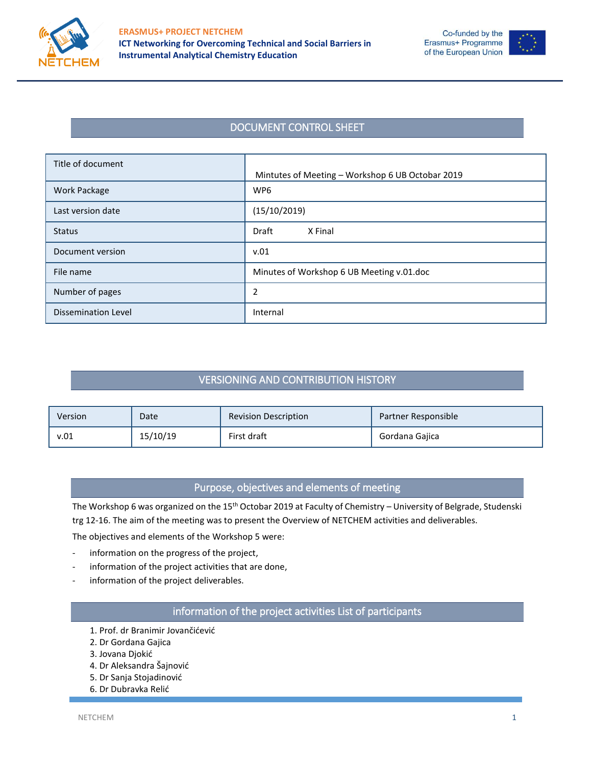**ERASMUS+ PROJECT NETCHEM**

**ICT Networking for Overcoming Technical and Social Barriers in Instrumental Analytical Chemistry Education**

Co-funded by the Erasmus+ Programme of the European Union

## DOCUMENT CONTROL SHEET

| | |
|---|---|
| Title of document | Mintutes of Meeting – Workshop 6 UB Octobar 2019 |
| Work Package | WP6 |
| Last version date | (15/10/2019) |
| Status | Draft X Final |
| Document version | v.01 |
| File name | Minutes of Workshop 6 UB Meeting v.01.doc |
| Number of pages | 2 |
| Dissemination Level | Internal |

## VERSIONING AND CONTRIBUTION HISTORY

| Version | Date | Revision Description | Partner Responsible |
|---|---|---|---|
| v.01 | 15/10/19 | First draft | Gordana Gajica |

## Purpose, objectives and elements of meeting

The Workshop 6 was organized on the 15th Octobar 2019 at Faculty of Chemistry – University of Belgrade, Studenski trg 12-16. The aim of the meeting was to present the Overview of NETCHEM activities and deliverables.

The objectives and elements of the Workshop 5 were:

- information on the progress of the project,
- information of the project activities that are done,
- information of the project deliverables.

## information of the project activities List of participants

1. Prof. dr Branimir Jovančićević
2. Dr Gordana Gajica
3. Jovana Djokić
4. Dr Aleksandra Šajnović
5. Dr Sanja Stojadinović
6. Dr Dubravka Relić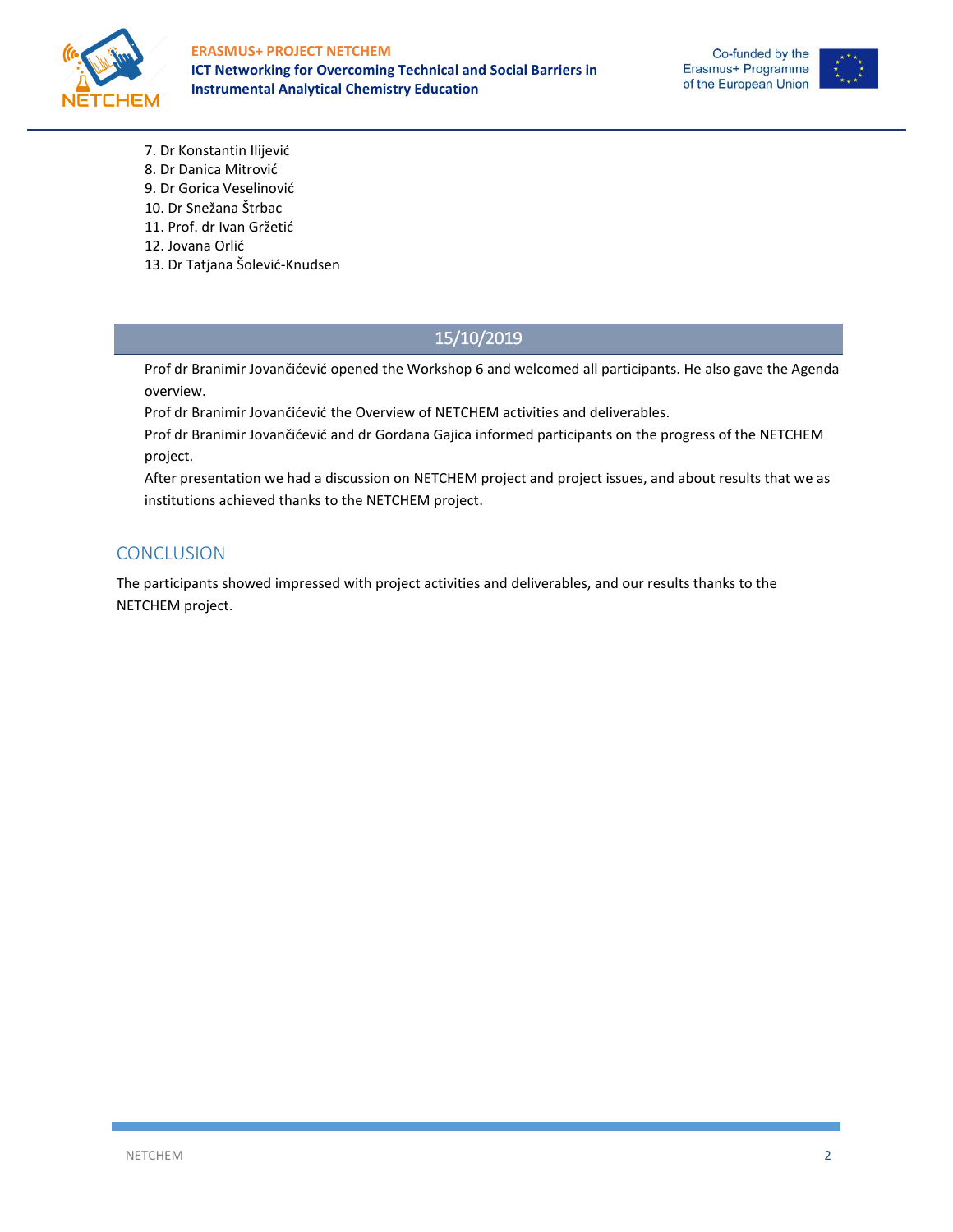7. Dr Konstantin Ilijević
8. Dr Danica Mitrović
9. Dr Gorica Veselinović
10. Dr Snežana Štrbac
11. Prof. dr Ivan Gržetić
12. Jovana Orlić
13. Dr Tatjana Šolević-Knudsen

## 15/10/2019

Prof dr Branimir Jovančićević opened the Workshop 6 and welcomed all participants. He also gave the Agenda overview.

Prof dr Branimir Jovančićević the Overview of NETCHEM activities and deliverables.

Prof dr Branimir Jovančićević and dr Gordana Gajica informed participants on the progress of the NETCHEM project.

After presentation we had a discussion on NETCHEM project and project issues, and about results that we as institutions achieved thanks to the NETCHEM project.

## CONCLUSION

The participants showed impressed with project activities and deliverables, and our results thanks to the NETCHEM project.